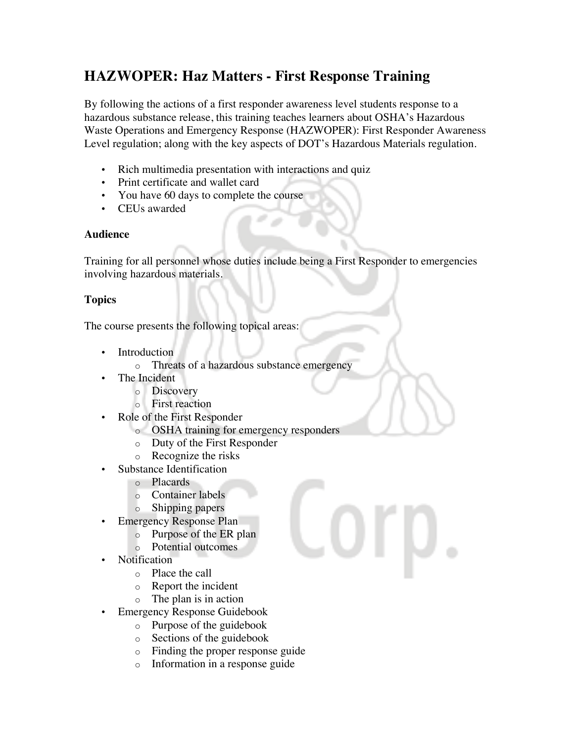# HAZWOPER: Haz Matters - First Response Training

By following the actions of a first responder awareness level students response to a hazardous substance release, this training teaches learners about OSHA's Hazardous Waste Operations and Emergency Response (HAZWOPER): First Responder Awareness Level regulation; along with the key aspects of DOT's Hazardous Materials regulation.

- Rich multimedia presentation with interactions and quiz
- Print certificate and wallet card
- You have 60 days to complete the course
- CEUs awarded

**Audience**

Training for all personnel whose duties include being a First Responder to emergencies involving hazardous materials.

**Topics**

The course presents the following topical areas:

- Introduction
    - Threats of a hazardous substance emergency
- The Incident
    - Discovery
    - First reaction
- Role of the First Responder
    - OSHA training for emergency responders
    - Duty of the First Responder
    - Recognize the risks
- Substance Identification
    - Placards
    - Container labels
    - Shipping papers
- Emergency Response Plan
    - Purpose of the ER plan
    - Potential outcomes
- Notification
    - Place the call
    - Report the incident
    - The plan is in action
- Emergency Response Guidebook
    - Purpose of the guidebook
    - Sections of the guidebook
    - Finding the proper response guide
    - Information in a response guide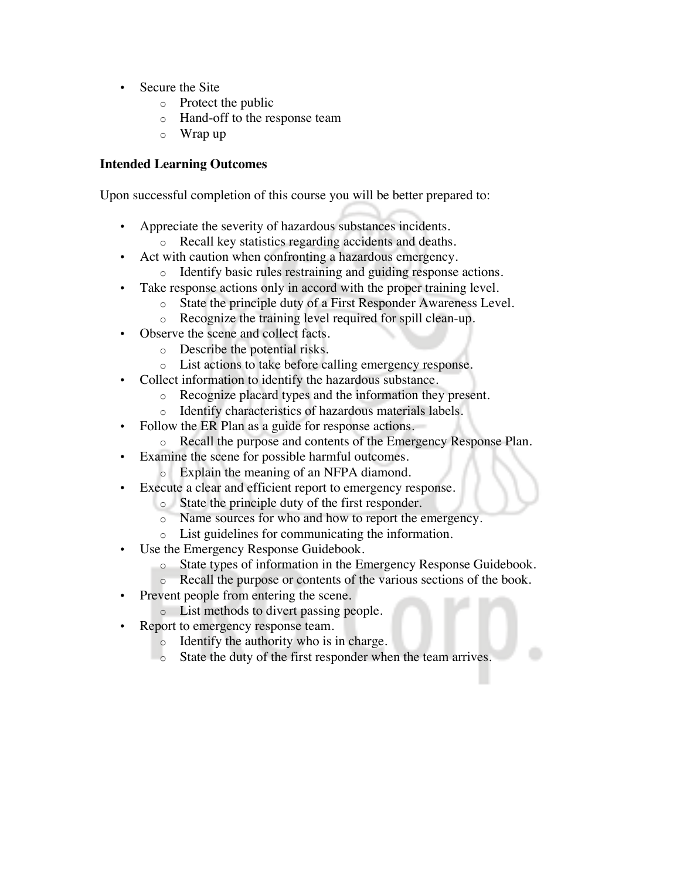- Secure the Site
  - Protect the public
  - Hand-off to the response team
  - Wrap up

**Intended Learning Outcomes**

Upon successful completion of this course you will be better prepared to:

- Appreciate the severity of hazardous substances incidents.
  - Recall key statistics regarding accidents and deaths.
- Act with caution when confronting a hazardous emergency.
  - Identify basic rules restraining and guiding response actions.
- Take response actions only in accord with the proper training level.
  - State the principle duty of a First Responder Awareness Level.
  - Recognize the training level required for spill clean-up.
- Observe the scene and collect facts.
  - Describe the potential risks.
  - List actions to take before calling emergency response.
- Collect information to identify the hazardous substance.
  - Recognize placard types and the information they present.
  - Identify characteristics of hazardous materials labels.
- Follow the ER Plan as a guide for response actions.
  - Recall the purpose and contents of the Emergency Response Plan.
- Examine the scene for possible harmful outcomes.
  - Explain the meaning of an NFPA diamond.
- Execute a clear and efficient report to emergency response.
  - State the principle duty of the first responder.
  - Name sources for who and how to report the emergency.
  - List guidelines for communicating the information.
- Use the Emergency Response Guidebook.
  - State types of information in the Emergency Response Guidebook.
  - Recall the purpose or contents of the various sections of the book.
- Prevent people from entering the scene.
  - List methods to divert passing people.
- Report to emergency response team.
  - Identify the authority who is in charge.
  - State the duty of the first responder when the team arrives.